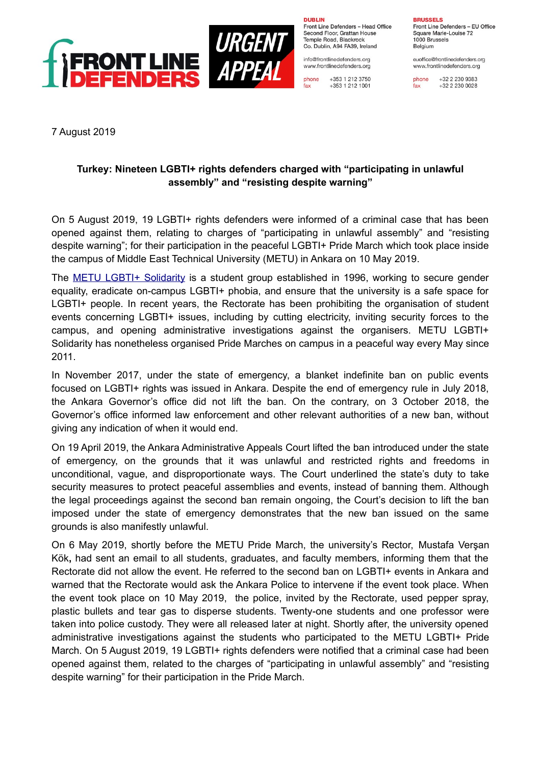FRONT LINE DEFENDERS

URGENT APPEAL

**DUBLIN**
Front Line Defenders – Head Office
Second Floor, Grattan House
Temple Road, Blackrock
Co. Dublin, A94 FA39, Ireland

info@frontlinedefenders.org
www.frontlinedefenders.org

phone +353 1 212 3750
fax +353 1 212 1001

**BRUSSELS**
Front Line Defenders – EU Office
Square Marie-Louise 72
1000 Brussels
Belgium

euoffice@frontlinedefenders.org
www.frontlinedefenders.org

phone +32 2 230 9383
fax +32 2 230 0028

7 August 2019

**Turkey: Nineteen LGBTI+ rights defenders charged with "participating in unlawful assembly" and "resisting despite warning"**

On 5 August 2019, 19 LGBTI+ rights defenders were informed of a criminal case that has been opened against them, relating to charges of "participating in unlawful assembly" and "resisting despite warning"; for their participation in the peaceful LGBTI+ Pride March which took place inside the campus of Middle East Technical University (METU) in Ankara on 10 May 2019.

The METU LGBTI+ Solidarity is a student group established in 1996, working to secure gender equality, eradicate on-campus LGBTI+ phobia, and ensure that the university is a safe space for LGBTI+ people. In recent years, the Rectorate has been prohibiting the organisation of student events concerning LGBTI+ issues, including by cutting electricity, inviting security forces to the campus, and opening administrative investigations against the organisers. METU LGBTI+ Solidarity has nonetheless organised Pride Marches on campus in a peaceful way every May since 2011.

In November 2017, under the state of emergency, a blanket indefinite ban on public events focused on LGBTI+ rights was issued in Ankara. Despite the end of emergency rule in July 2018, the Ankara Governor's office did not lift the ban. On the contrary, on 3 October 2018, the Governor's office informed law enforcement and other relevant authorities of a new ban, without giving any indication of when it would end.

On 19 April 2019, the Ankara Administrative Appeals Court lifted the ban introduced under the state of emergency, on the grounds that it was unlawful and restricted rights and freedoms in unconditional, vague, and disproportionate ways. The Court underlined the state's duty to take security measures to protect peaceful assemblies and events, instead of banning them. Although the legal proceedings against the second ban remain ongoing, the Court's decision to lift the ban imposed under the state of emergency demonstrates that the new ban issued on the same grounds is also manifestly unlawful.

On 6 May 2019, shortly before the METU Pride March, the university's Rector, Mustafa Verşan Kök**,** had sent an email to all students, graduates, and faculty members, informing them that the Rectorate did not allow the event. He referred to the second ban on LGBTI+ events in Ankara and warned that the Rectorate would ask the Ankara Police to intervene if the event took place. When the event took place on 10 May 2019, the police, invited by the Rectorate, used pepper spray, plastic bullets and tear gas to disperse students. Twenty-one students and one professor were taken into police custody. They were all released later at night. Shortly after, the university opened administrative investigations against the students who participated to the METU LGBTI+ Pride March. On 5 August 2019, 19 LGBTI+ rights defenders were notified that a criminal case had been opened against them, related to the charges of "participating in unlawful assembly" and "resisting despite warning" for their participation in the Pride March.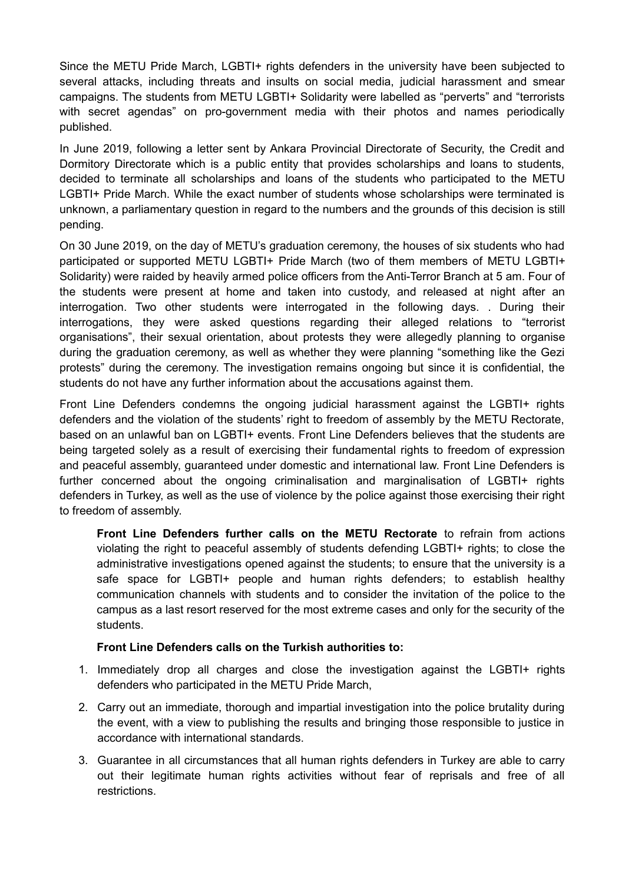Since the METU Pride March, LGBTI+ rights defenders in the university have been subjected to several attacks, including threats and insults on social media, judicial harassment and smear campaigns. The students from METU LGBTI+ Solidarity were labelled as "perverts" and "terrorists with secret agendas" on pro-government media with their photos and names periodically published.

In June 2019, following a letter sent by Ankara Provincial Directorate of Security, the Credit and Dormitory Directorate which is a public entity that provides scholarships and loans to students, decided to terminate all scholarships and loans of the students who participated to the METU LGBTI+ Pride March. While the exact number of students whose scholarships were terminated is unknown, a parliamentary question in regard to the numbers and the grounds of this decision is still pending.

On 30 June 2019, on the day of METU's graduation ceremony, the houses of six students who had participated or supported METU LGBTI+ Pride March (two of them members of METU LGBTI+ Solidarity) were raided by heavily armed police officers from the Anti-Terror Branch at 5 am. Four of the students were present at home and taken into custody, and released at night after an interrogation. Two other students were interrogated in the following days. . During their interrogations, they were asked questions regarding their alleged relations to "terrorist organisations", their sexual orientation, about protests they were allegedly planning to organise during the graduation ceremony, as well as whether they were planning "something like the Gezi protests" during the ceremony. The investigation remains ongoing but since it is confidential, the students do not have any further information about the accusations against them.

Front Line Defenders condemns the ongoing judicial harassment against the LGBTI+ rights defenders and the violation of the students' right to freedom of assembly by the METU Rectorate, based on an unlawful ban on LGBTI+ events. Front Line Defenders believes that the students are being targeted solely as a result of exercising their fundamental rights to freedom of expression and peaceful assembly, guaranteed under domestic and international law. Front Line Defenders is further concerned about the ongoing criminalisation and marginalisation of LGBTI+ rights defenders in Turkey, as well as the use of violence by the police against those exercising their right to freedom of assembly.

**Front Line Defenders further calls on the METU Rectorate** to refrain from actions violating the right to peaceful assembly of students defending LGBTI+ rights; to close the administrative investigations opened against the students; to ensure that the university is a safe space for LGBTI+ people and human rights defenders; to establish healthy communication channels with students and to consider the invitation of the police to the campus as a last resort reserved for the most extreme cases and only for the security of the students.

**Front Line Defenders calls on the Turkish authorities to:**

1. Immediately drop all charges and close the investigation against the LGBTI+ rights defenders who participated in the METU Pride March,
2. Carry out an immediate, thorough and impartial investigation into the police brutality during the event, with a view to publishing the results and bringing those responsible to justice in accordance with international standards.
3. Guarantee in all circumstances that all human rights defenders in Turkey are able to carry out their legitimate human rights activities without fear of reprisals and free of all restrictions.